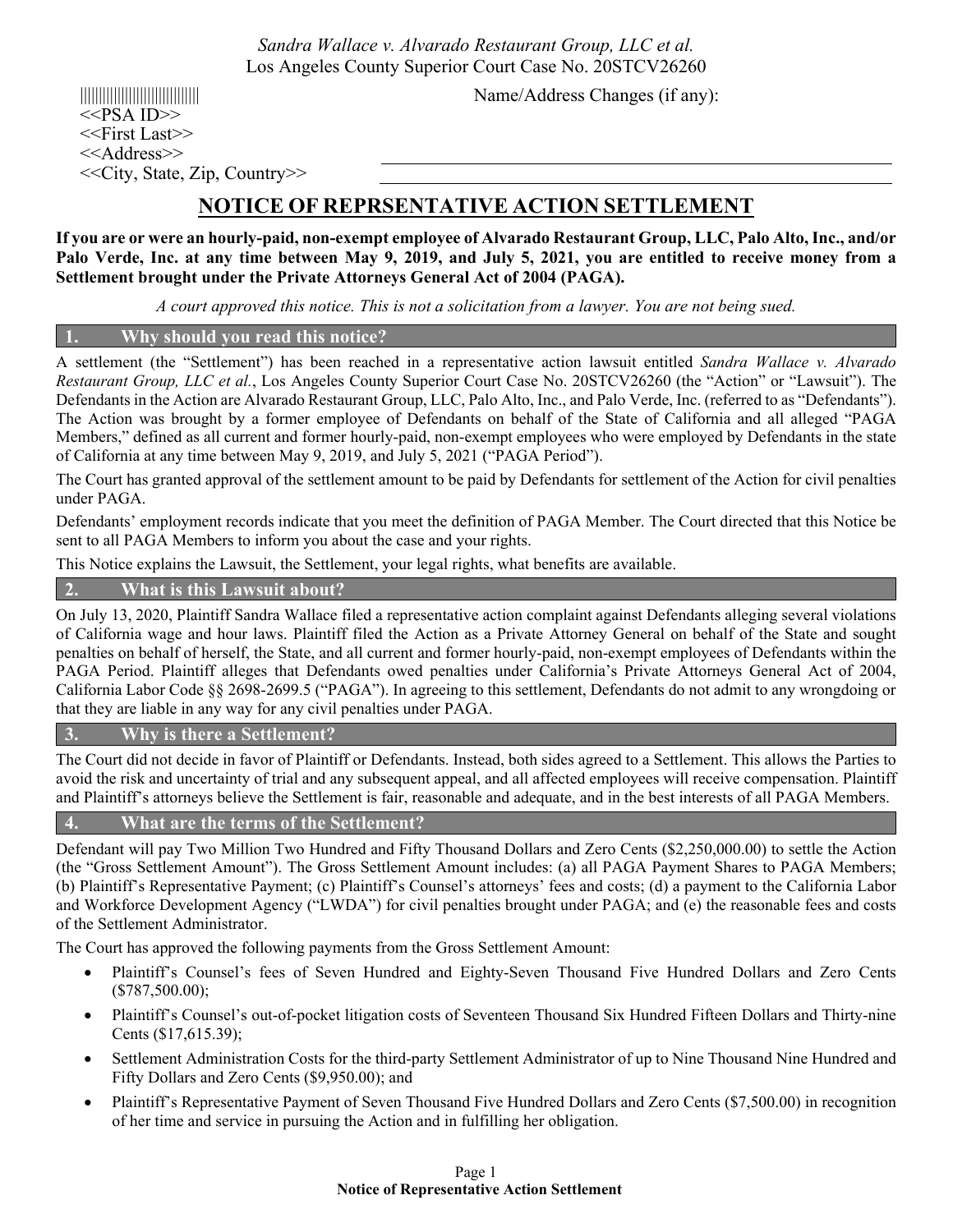*Sandra Wallace v. Alvarado Restaurant Group, LLC et al.*
Los Angeles County Superior Court Case No. 20STCV26260

<<PSA ID>>
<<First Last>>
<<Address>>
<<City, State, Zip, Country>>

Name/Address Changes (if any):

# NOTICE OF REPRSENTATIVE ACTION SETTLEMENT

**If you are or were an hourly-paid, non-exempt employee of Alvarado Restaurant Group, LLC, Palo Alto, Inc., and/or Palo Verde, Inc. at any time between May 9, 2019, and July 5, 2021, you are entitled to receive money from a Settlement brought under the Private Attorneys General Act of 2004 (PAGA).**

*A court approved this notice. This is not a solicitation from a lawyer. You are not being sued.*

## 1. Why should you read this notice?

A settlement (the "Settlement") has been reached in a representative action lawsuit entitled *Sandra Wallace v. Alvarado Restaurant Group, LLC et al.*, Los Angeles County Superior Court Case No. 20STCV26260 (the "Action" or "Lawsuit"). The Defendants in the Action are Alvarado Restaurant Group, LLC, Palo Alto, Inc., and Palo Verde, Inc. (referred to as "Defendants"). The Action was brought by a former employee of Defendants on behalf of the State of California and all alleged "PAGA Members," defined as all current and former hourly-paid, non-exempt employees who were employed by Defendants in the state of California at any time between May 9, 2019, and July 5, 2021 ("PAGA Period").

The Court has granted approval of the settlement amount to be paid by Defendants for settlement of the Action for civil penalties under PAGA.

Defendants' employment records indicate that you meet the definition of PAGA Member. The Court directed that this Notice be sent to all PAGA Members to inform you about the case and your rights.

This Notice explains the Lawsuit, the Settlement, your legal rights, what benefits are available.

## 2. What is this Lawsuit about?

On July 13, 2020, Plaintiff Sandra Wallace filed a representative action complaint against Defendants alleging several violations of California wage and hour laws. Plaintiff filed the Action as a Private Attorney General on behalf of the State and sought penalties on behalf of herself, the State, and all current and former hourly-paid, non-exempt employees of Defendants within the PAGA Period. Plaintiff alleges that Defendants owed penalties under California's Private Attorneys General Act of 2004, California Labor Code §§ 2698-2699.5 ("PAGA"). In agreeing to this settlement, Defendants do not admit to any wrongdoing or that they are liable in any way for any civil penalties under PAGA.

## 3. Why is there a Settlement?

The Court did not decide in favor of Plaintiff or Defendants. Instead, both sides agreed to a Settlement. This allows the Parties to avoid the risk and uncertainty of trial and any subsequent appeal, and all affected employees will receive compensation. Plaintiff and Plaintiff's attorneys believe the Settlement is fair, reasonable and adequate, and in the best interests of all PAGA Members.

## 4. What are the terms of the Settlement?

Defendant will pay Two Million Two Hundred and Fifty Thousand Dollars and Zero Cents ($2,250,000.00) to settle the Action (the "Gross Settlement Amount"). The Gross Settlement Amount includes: (a) all PAGA Payment Shares to PAGA Members; (b) Plaintiff's Representative Payment; (c) Plaintiff's Counsel's attorneys' fees and costs; (d) a payment to the California Labor and Workforce Development Agency ("LWDA") for civil penalties brought under PAGA; and (e) the reasonable fees and costs of the Settlement Administrator.

The Court has approved the following payments from the Gross Settlement Amount:

- Plaintiff's Counsel's fees of Seven Hundred and Eighty-Seven Thousand Five Hundred Dollars and Zero Cents ($787,500.00);
- Plaintiff's Counsel's out-of-pocket litigation costs of Seventeen Thousand Six Hundred Fifteen Dollars and Thirty-nine Cents ($17,615.39);
- Settlement Administration Costs for the third-party Settlement Administrator of up to Nine Thousand Nine Hundred and Fifty Dollars and Zero Cents ($9,950.00); and
- Plaintiff's Representative Payment of Seven Thousand Five Hundred Dollars and Zero Cents ($7,500.00) in recognition of her time and service in pursuing the Action and in fulfilling her obligation.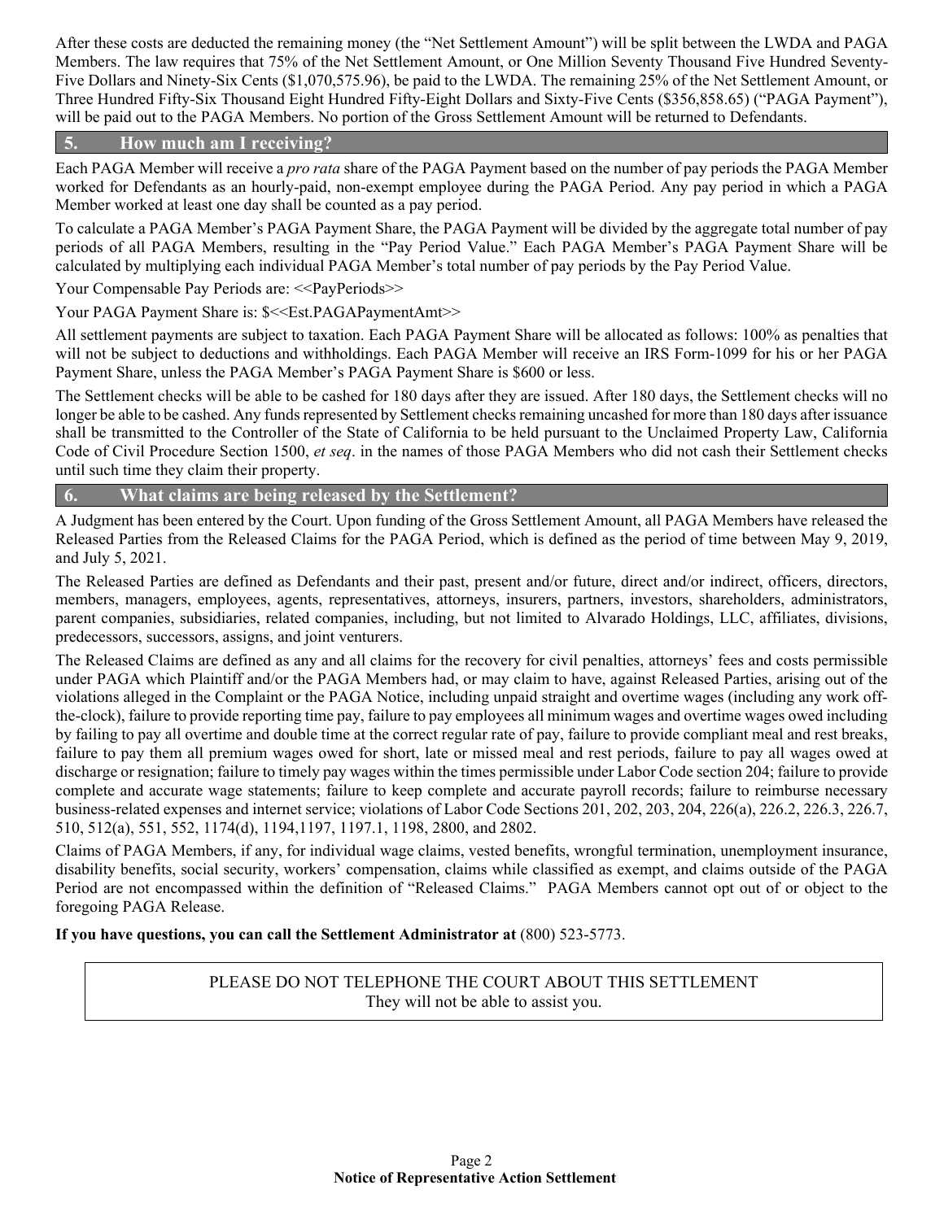After these costs are deducted the remaining money (the "Net Settlement Amount") will be split between the LWDA and PAGA Members. The law requires that 75% of the Net Settlement Amount, or One Million Seventy Thousand Five Hundred Seventy-Five Dollars and Ninety-Six Cents ($1,070,575.96), be paid to the LWDA. The remaining 25% of the Net Settlement Amount, or Three Hundred Fifty-Six Thousand Eight Hundred Fifty-Eight Dollars and Sixty-Five Cents ($356,858.65) ("PAGA Payment"), will be paid out to the PAGA Members. No portion of the Gross Settlement Amount will be returned to Defendants.

## 5. How much am I receiving?

Each PAGA Member will receive a *pro rata* share of the PAGA Payment based on the number of pay periods the PAGA Member worked for Defendants as an hourly-paid, non-exempt employee during the PAGA Period. Any pay period in which a PAGA Member worked at least one day shall be counted as a pay period.

To calculate a PAGA Member's PAGA Payment Share, the PAGA Payment will be divided by the aggregate total number of pay periods of all PAGA Members, resulting in the "Pay Period Value." Each PAGA Member's PAGA Payment Share will be calculated by multiplying each individual PAGA Member's total number of pay periods by the Pay Period Value.

Your Compensable Pay Periods are: <<PayPeriods>>

Your PAGA Payment Share is: $<<Est.PAGAPaymentAmt>>

All settlement payments are subject to taxation. Each PAGA Payment Share will be allocated as follows: 100% as penalties that will not be subject to deductions and withholdings. Each PAGA Member will receive an IRS Form-1099 for his or her PAGA Payment Share, unless the PAGA Member's PAGA Payment Share is $600 or less.

The Settlement checks will be able to be cashed for 180 days after they are issued. After 180 days, the Settlement checks will no longer be able to be cashed. Any funds represented by Settlement checks remaining uncashed for more than 180 days after issuance shall be transmitted to the Controller of the State of California to be held pursuant to the Unclaimed Property Law, California Code of Civil Procedure Section 1500, *et seq*. in the names of those PAGA Members who did not cash their Settlement checks until such time they claim their property.

## 6. What claims are being released by the Settlement?

A Judgment has been entered by the Court. Upon funding of the Gross Settlement Amount, all PAGA Members have released the Released Parties from the Released Claims for the PAGA Period, which is defined as the period of time between May 9, 2019, and July 5, 2021.

The Released Parties are defined as Defendants and their past, present and/or future, direct and/or indirect, officers, directors, members, managers, employees, agents, representatives, attorneys, insurers, partners, investors, shareholders, administrators, parent companies, subsidiaries, related companies, including, but not limited to Alvarado Holdings, LLC, affiliates, divisions, predecessors, successors, assigns, and joint venturers.

The Released Claims are defined as any and all claims for the recovery for civil penalties, attorneys' fees and costs permissible under PAGA which Plaintiff and/or the PAGA Members had, or may claim to have, against Released Parties, arising out of the violations alleged in the Complaint or the PAGA Notice, including unpaid straight and overtime wages (including any work off-the-clock), failure to provide reporting time pay, failure to pay employees all minimum wages and overtime wages owed including by failing to pay all overtime and double time at the correct regular rate of pay, failure to provide compliant meal and rest breaks, failure to pay them all premium wages owed for short, late or missed meal and rest periods, failure to pay all wages owed at discharge or resignation; failure to timely pay wages within the times permissible under Labor Code section 204; failure to provide complete and accurate wage statements; failure to keep complete and accurate payroll records; failure to reimburse necessary business-related expenses and internet service; violations of Labor Code Sections 201, 202, 203, 204, 226(a), 226.2, 226.3, 226.7, 510, 512(a), 551, 552, 1174(d), 1194,1197, 1197.1, 1198, 2800, and 2802.

Claims of PAGA Members, if any, for individual wage claims, vested benefits, wrongful termination, unemployment insurance, disability benefits, social security, workers' compensation, claims while classified as exempt, and claims outside of the PAGA Period are not encompassed within the definition of "Released Claims." PAGA Members cannot opt out of or object to the foregoing PAGA Release.

**If you have questions, you can call the Settlement Administrator at** (800) 523-5773.

PLEASE DO NOT TELEPHONE THE COURT ABOUT THIS SETTLEMENT
They will not be able to assist you.